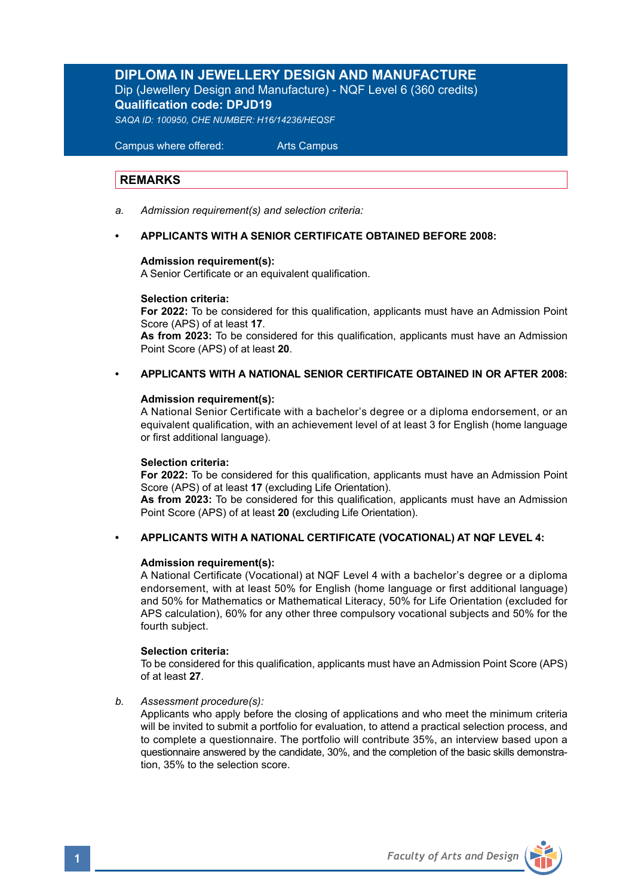# DIPLOMA IN JEWELLERY DESIGN AND MANUFACTURE

Dip (Jewellery Design and Manufacture) - NQF Level 6 (360 credits)

**Qualification code: DPJD19**

*SAQA ID: 100950, CHE NUMBER: H16/14236/HEQSF*

Campus where offered: Arts Campus

## REMARKS

*a. Admission requirement(s) and selection criteria:*

- **APPLICANTS WITH A SENIOR CERTIFICATE OBTAINED BEFORE 2008:**

  **Admission requirement(s):**
  A Senior Certificate or an equivalent qualification.

  **Selection criteria:**
  **For 2022:** To be considered for this qualification, applicants must have an Admission Point Score (APS) of at least **17**.
  **As from 2023:** To be considered for this qualification, applicants must have an Admission Point Score (APS) of at least **20**.

- **APPLICANTS WITH A NATIONAL SENIOR CERTIFICATE OBTAINED IN OR AFTER 2008:**

  **Admission requirement(s):**
  A National Senior Certificate with a bachelor's degree or a diploma endorsement, or an equivalent qualification, with an achievement level of at least 3 for English (home language or first additional language).

  **Selection criteria:**
  **For 2022:** To be considered for this qualification, applicants must have an Admission Point Score (APS) of at least **17** (excluding Life Orientation).
  **As from 2023:** To be considered for this qualification, applicants must have an Admission Point Score (APS) of at least **20** (excluding Life Orientation).

- **APPLICANTS WITH A NATIONAL CERTIFICATE (VOCATIONAL) AT NQF LEVEL 4:**

  **Admission requirement(s):**
  A National Certificate (Vocational) at NQF Level 4 with a bachelor's degree or a diploma endorsement, with at least 50% for English (home language or first additional language) and 50% for Mathematics or Mathematical Literacy, 50% for Life Orientation (excluded for APS calculation), 60% for any other three compulsory vocational subjects and 50% for the fourth subject.

  **Selection criteria:**
  To be considered for this qualification, applicants must have an Admission Point Score (APS) of at least **27**.

*b. Assessment procedure(s):*

Applicants who apply before the closing of applications and who meet the minimum criteria will be invited to submit a portfolio for evaluation, to attend a practical selection process, and to complete a questionnaire. The portfolio will contribute 35%, an interview based upon a questionnaire answered by the candidate, 30%, and the completion of the basic skills demonstration, 35% to the selection score.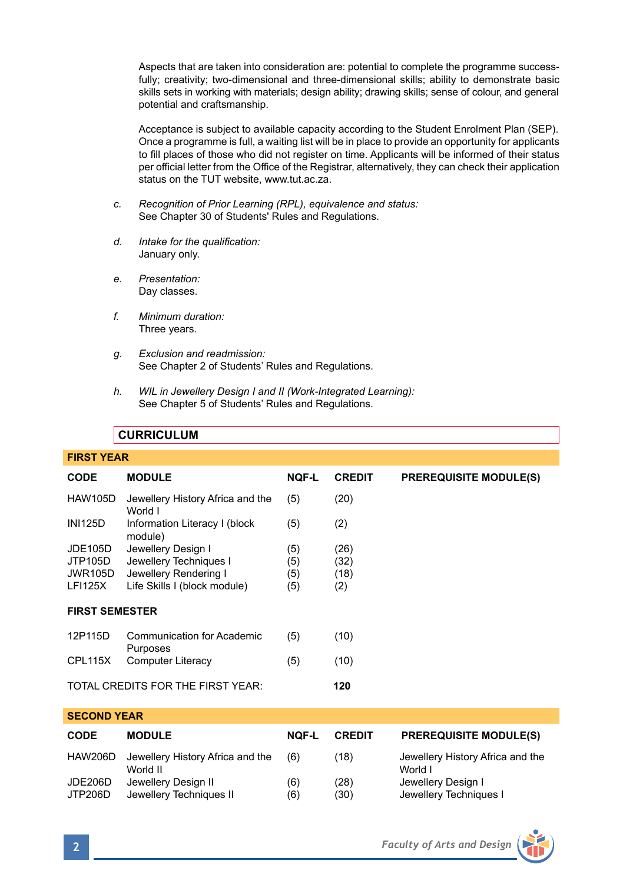Aspects that are taken into consideration are: potential to complete the programme successfully; creativity; two-dimensional and three-dimensional skills; ability to demonstrate basic skills sets in working with materials; design ability; drawing skills; sense of colour, and general potential and craftsmanship.

Acceptance is subject to available capacity according to the Student Enrolment Plan (SEP). Once a programme is full, a waiting list will be in place to provide an opportunity for applicants to fill places of those who did not register on time. Applicants will be informed of their status per official letter from the Office of the Registrar, alternatively, they can check their application status on the TUT website, www.tut.ac.za.

c. *Recognition of Prior Learning (RPL), equivalence and status:*
See Chapter 30 of Students' Rules and Regulations.

d. *Intake for the qualification:*
January only.

e. *Presentation:*
Day classes.

f. *Minimum duration:*
Three years.

g. *Exclusion and readmission:*
See Chapter 2 of Students' Rules and Regulations.

h. *WIL in Jewellery Design I and II (Work-Integrated Learning):*
See Chapter 5 of Students' Rules and Regulations.

## CURRICULUM

### FIRST YEAR

| CODE | MODULE | NQF-L | CREDIT | PREREQUISITE MODULE(S) |
|---|---|---|---|---|
| HAW105D | Jewellery History Africa and the World I | (5) | (20) | |
| INI125D | Information Literacy I (block module) | (5) | (2) | |
| JDE105D | Jewellery Design I | (5) | (26) | |
| JTP105D | Jewellery Techniques I | (5) | (32) | |
| JWR105D | Jewellery Rendering I | (5) | (18) | |
| LFI125X | Life Skills I (block module) | (5) | (2) | |
| **FIRST SEMESTER** | | | | |
| 12P115D | Communication for Academic Purposes | (5) | (10) | |
| CPL115X | Computer Literacy | (5) | (10) | |
| TOTAL CREDITS FOR THE FIRST YEAR: | | | **120** | |

### SECOND YEAR

| CODE | MODULE | NQF-L | CREDIT | PREREQUISITE MODULE(S) |
|---|---|---|---|---|
| HAW206D | Jewellery History Africa and the World II | (6) | (18) | Jewellery History Africa and the World I |
| JDE206D | Jewellery Design II | (6) | (28) | Jewellery Design I |
| JTP206D | Jewellery Techniques II | (6) | (30) | Jewellery Techniques I |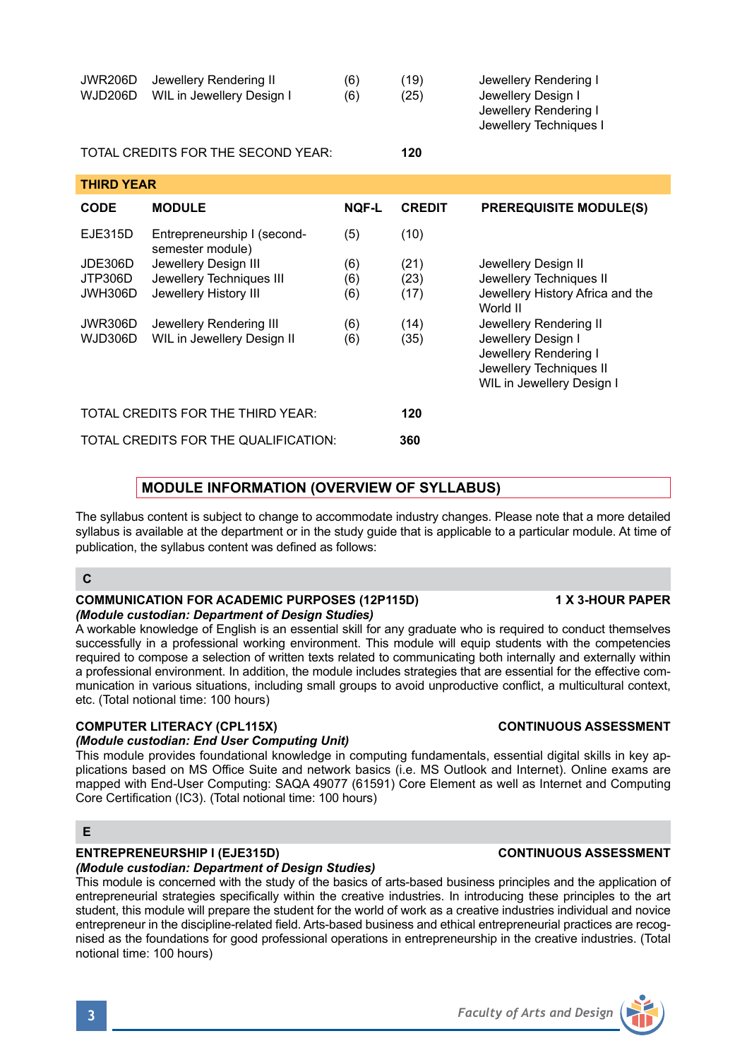| CODE | MODULE | NQF-L | CREDIT | PREREQUISITE MODULE(S) |
|---|---|---|---|---|
| JWR206D | Jewellery Rendering II | (6) | (19) | Jewellery Rendering I |
| WJD206D | WIL in Jewellery Design I | (6) | (25) | Jewellery Design I<br>Jewellery Rendering I<br>Jewellery Techniques I |

TOTAL CREDITS FOR THE SECOND YEAR: **120**

**THIRD YEAR**

| CODE | MODULE | NQF-L | CREDIT | PREREQUISITE MODULE(S) |
|---|---|---|---|---|
| EJE315D | Entrepreneurship I (second-semester module) | (5) | (10) | |
| JDE306D | Jewellery Design III | (6) | (21) | Jewellery Design II |
| JTP306D | Jewellery Techniques III | (6) | (23) | Jewellery Techniques II |
| JWH306D | Jewellery History III | (6) | (17) | Jewellery History Africa and the World II |
| JWR306D | Jewellery Rendering III | (6) | (14) | Jewellery Rendering II |
| WJD306D | WIL in Jewellery Design II | (6) | (35) | Jewellery Design I<br>Jewellery Rendering I<br>Jewellery Techniques II<br>WIL in Jewellery Design I |

TOTAL CREDITS FOR THE THIRD YEAR: **120**

TOTAL CREDITS FOR THE QUALIFICATION: **360**

## MODULE INFORMATION (OVERVIEW OF SYLLABUS)

The syllabus content is subject to change to accommodate industry changes. Please note that a more detailed syllabus is available at the department or in the study guide that is applicable to a particular module. At time of publication, the syllabus content was defined as follows:

### C

**COMMUNICATION FOR ACADEMIC PURPOSES (12P115D)** — **1 X 3-HOUR PAPER**
***(Module custodian: Department of Design Studies)***
A workable knowledge of English is an essential skill for any graduate who is required to conduct themselves successfully in a professional working environment. This module will equip students with the competencies required to compose a selection of written texts related to communicating both internally and externally within a professional environment. In addition, the module includes strategies that are essential for the effective communication in various situations, including small groups to avoid unproductive conflict, a multicultural context, etc. (Total notional time: 100 hours)

**COMPUTER LITERACY (CPL115X)** — **CONTINUOUS ASSESSMENT**
***(Module custodian: End User Computing Unit)***
This module provides foundational knowledge in computing fundamentals, essential digital skills in key applications based on MS Office Suite and network basics (i.e. MS Outlook and Internet). Online exams are mapped with End-User Computing: SAQA 49077 (61591) Core Element as well as Internet and Computing Core Certification (IC3). (Total notional time: 100 hours)

### E

**ENTREPRENEURSHIP I (EJE315D)** — **CONTINUOUS ASSESSMENT**
***(Module custodian: Department of Design Studies)***
This module is concerned with the study of the basics of arts-based business principles and the application of entrepreneurial strategies specifically within the creative industries. In introducing these principles to the art student, this module will prepare the student for the world of work as a creative industries individual and novice entrepreneur in the discipline-related field. Arts-based business and ethical entrepreneurial practices are recognised as the foundations for good professional operations in entrepreneurship in the creative industries. (Total notional time: 100 hours)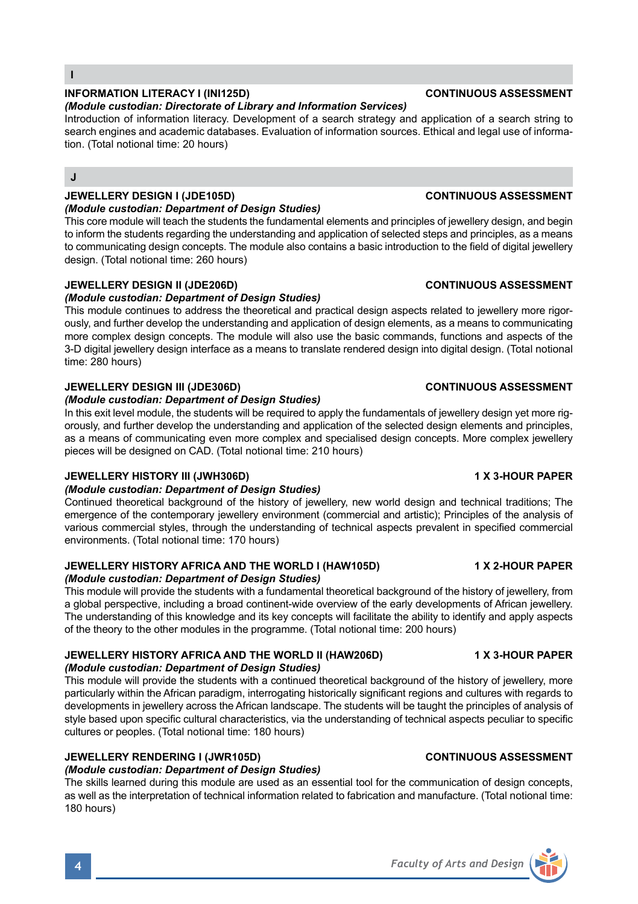## I

**INFORMATION LITERACY I (INI125D)** **CONTINUOUS ASSESSMENT**

***(Module custodian: Directorate of Library and Information Services)***

Introduction of information literacy. Development of a search strategy and application of a search string to search engines and academic databases. Evaluation of information sources. Ethical and legal use of information. (Total notional time: 20 hours)

## J

**JEWELLERY DESIGN I (JDE105D)** **CONTINUOUS ASSESSMENT**

***(Module custodian: Department of Design Studies)***

This core module will teach the students the fundamental elements and principles of jewellery design, and begin to inform the students regarding the understanding and application of selected steps and principles, as a means to communicating design concepts. The module also contains a basic introduction to the field of digital jewellery design. (Total notional time: 260 hours)

**JEWELLERY DESIGN II (JDE206D)** **CONTINUOUS ASSESSMENT**

***(Module custodian: Department of Design Studies)***

This module continues to address the theoretical and practical design aspects related to jewellery more rigorously, and further develop the understanding and application of design elements, as a means to communicating more complex design concepts. The module will also use the basic commands, functions and aspects of the 3-D digital jewellery design interface as a means to translate rendered design into digital design. (Total notional time: 280 hours)

**JEWELLERY DESIGN III (JDE306D)** **CONTINUOUS ASSESSMENT**

***(Module custodian: Department of Design Studies)***

In this exit level module, the students will be required to apply the fundamentals of jewellery design yet more rigorously, and further develop the understanding and application of the selected design elements and principles, as a means of communicating even more complex and specialised design concepts. More complex jewellery pieces will be designed on CAD. (Total notional time: 210 hours)

**JEWELLERY HISTORY III (JWH306D)** **1 X 3-HOUR PAPER**

***(Module custodian: Department of Design Studies)***

Continued theoretical background of the history of jewellery, new world design and technical traditions; The emergence of the contemporary jewellery environment (commercial and artistic); Principles of the analysis of various commercial styles, through the understanding of technical aspects prevalent in specified commercial environments. (Total notional time: 170 hours)

**JEWELLERY HISTORY AFRICA AND THE WORLD I (HAW105D)** **1 X 2-HOUR PAPER**

***(Module custodian: Department of Design Studies)***

This module will provide the students with a fundamental theoretical background of the history of jewellery, from a global perspective, including a broad continent-wide overview of the early developments of African jewellery. The understanding of this knowledge and its key concepts will facilitate the ability to identify and apply aspects of the theory to the other modules in the programme. (Total notional time: 200 hours)

**JEWELLERY HISTORY AFRICA AND THE WORLD II (HAW206D)** **1 X 3-HOUR PAPER**

***(Module custodian: Department of Design Studies)***

This module will provide the students with a continued theoretical background of the history of jewellery, more particularly within the African paradigm, interrogating historically significant regions and cultures with regards to developments in jewellery across the African landscape. The students will be taught the principles of analysis of style based upon specific cultural characteristics, via the understanding of technical aspects peculiar to specific cultures or peoples. (Total notional time: 180 hours)

**JEWELLERY RENDERING I (JWR105D)** **CONTINUOUS ASSESSMENT**

***(Module custodian: Department of Design Studies)***

The skills learned during this module are used as an essential tool for the communication of design concepts, as well as the interpretation of technical information related to fabrication and manufacture. (Total notional time: 180 hours)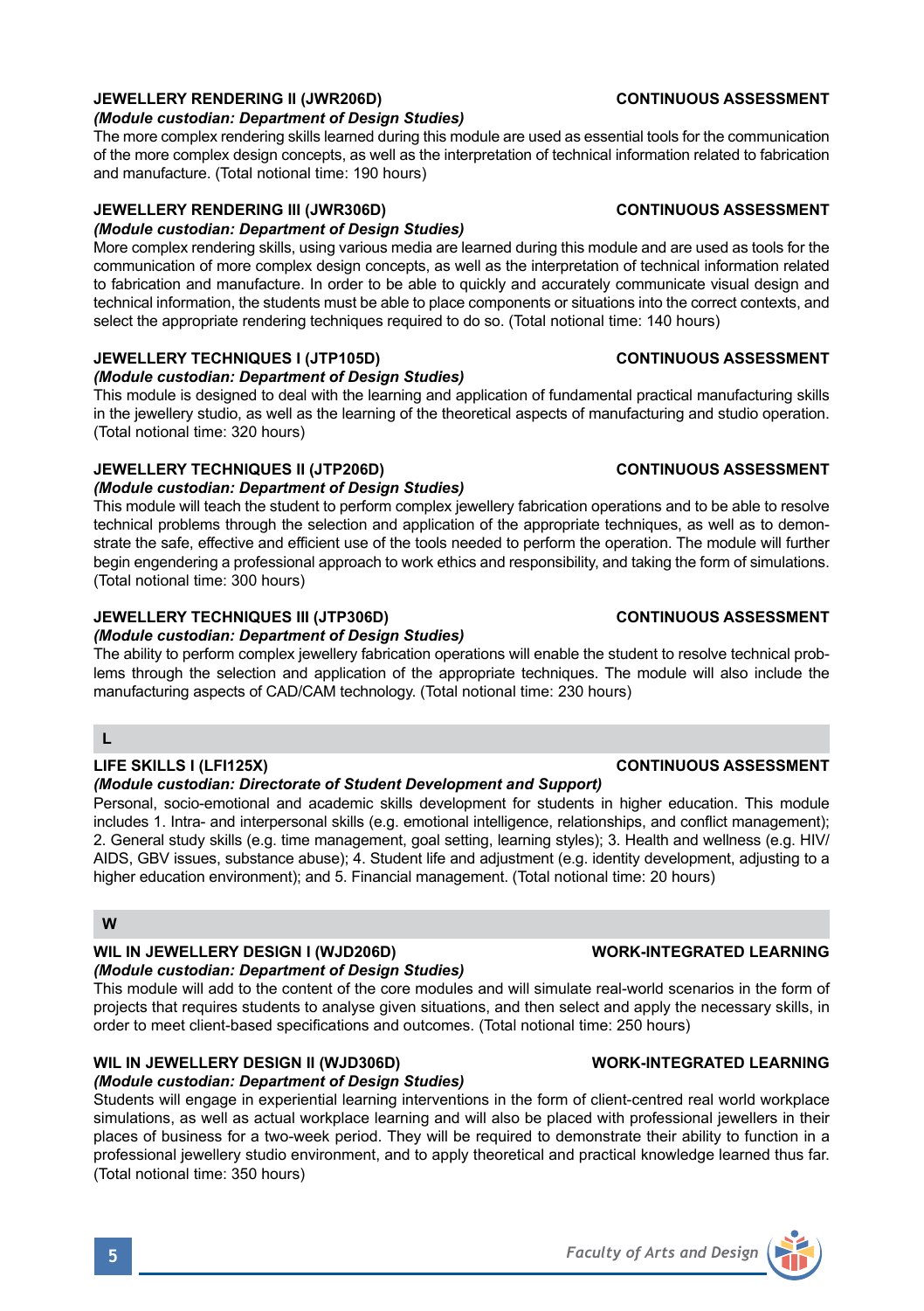### JEWELLERY RENDERING II (JWR206D) — CONTINUOUS ASSESSMENT

*(Module custodian: Department of Design Studies)*

The more complex rendering skills learned during this module are used as essential tools for the communication of the more complex design concepts, as well as the interpretation of technical information related to fabrication and manufacture. (Total notional time: 190 hours)

### JEWELLERY RENDERING III (JWR306D) — CONTINUOUS ASSESSMENT

*(Module custodian: Department of Design Studies)*

More complex rendering skills, using various media are learned during this module and are used as tools for the communication of more complex design concepts, as well as the interpretation of technical information related to fabrication and manufacture. In order to be able to quickly and accurately communicate visual design and technical information, the students must be able to place components or situations into the correct contexts, and select the appropriate rendering techniques required to do so. (Total notional time: 140 hours)

### JEWELLERY TECHNIQUES I (JTP105D) — CONTINUOUS ASSESSMENT

*(Module custodian: Department of Design Studies)*

This module is designed to deal with the learning and application of fundamental practical manufacturing skills in the jewellery studio, as well as the learning of the theoretical aspects of manufacturing and studio operation. (Total notional time: 320 hours)

### JEWELLERY TECHNIQUES II (JTP206D) — CONTINUOUS ASSESSMENT

*(Module custodian: Department of Design Studies)*

This module will teach the student to perform complex jewellery fabrication operations and to be able to resolve technical problems through the selection and application of the appropriate techniques, as well as to demonstrate the safe, effective and efficient use of the tools needed to perform the operation. The module will further begin engendering a professional approach to work ethics and responsibility, and taking the form of simulations. (Total notional time: 300 hours)

### JEWELLERY TECHNIQUES III (JTP306D) — CONTINUOUS ASSESSMENT

*(Module custodian: Department of Design Studies)*

The ability to perform complex jewellery fabrication operations will enable the student to resolve technical problems through the selection and application of the appropriate techniques. The module will also include the manufacturing aspects of CAD/CAM technology. (Total notional time: 230 hours)

## L

### LIFE SKILLS I (LFI125X) — CONTINUOUS ASSESSMENT

*(Module custodian: Directorate of Student Development and Support)*

Personal, socio-emotional and academic skills development for students in higher education. This module includes 1. Intra- and interpersonal skills (e.g. emotional intelligence, relationships, and conflict management); 2. General study skills (e.g. time management, goal setting, learning styles); 3. Health and wellness (e.g. HIV/AIDS, GBV issues, substance abuse); 4. Student life and adjustment (e.g. identity development, adjusting to a higher education environment); and 5. Financial management. (Total notional time: 20 hours)

## W

### WIL IN JEWELLERY DESIGN I (WJD206D) — WORK-INTEGRATED LEARNING

*(Module custodian: Department of Design Studies)*

This module will add to the content of the core modules and will simulate real-world scenarios in the form of projects that requires students to analyse given situations, and then select and apply the necessary skills, in order to meet client-based specifications and outcomes. (Total notional time: 250 hours)

### WIL IN JEWELLERY DESIGN II (WJD306D) — WORK-INTEGRATED LEARNING

*(Module custodian: Department of Design Studies)*

Students will engage in experiential learning interventions in the form of client-centred real world workplace simulations, as well as actual workplace learning and will also be placed with professional jewellers in their places of business for a two-week period. They will be required to demonstrate their ability to function in a professional jewellery studio environment, and to apply theoretical and practical knowledge learned thus far. (Total notional time: 350 hours)